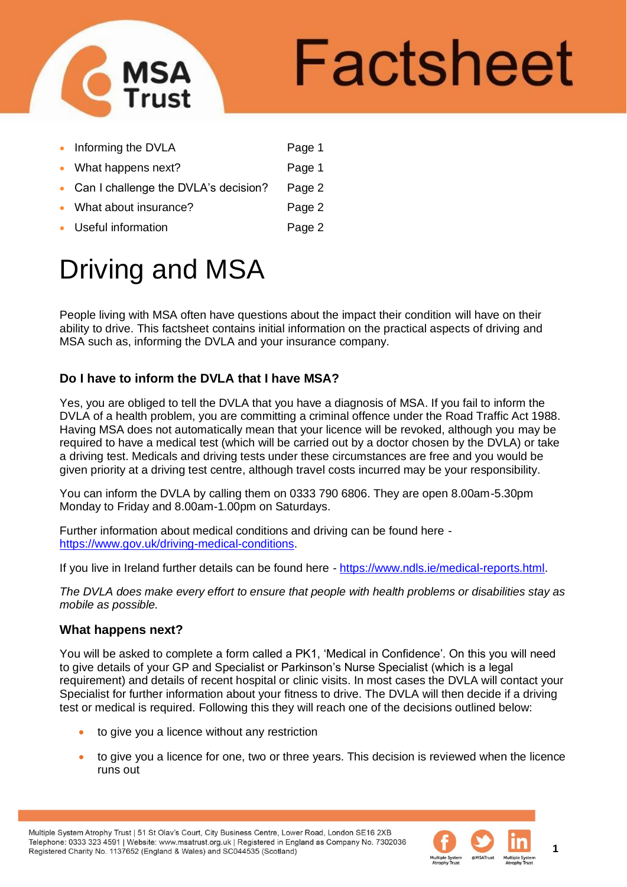MSA Trust

# Factsheet

- Informing the DVLA Page 1
- What happens next? Page 1
- Can I challenge the DVLA's decision? Page 2
- What about insurance? Page 2
- Useful information Page 2

# Driving and MSA

People living with MSA often have questions about the impact their condition will have on their ability to drive. This factsheet contains initial information on the practical aspects of driving and MSA such as, informing the DVLA and your insurance company.

### Do I have to inform the DVLA that I have MSA?

Yes, you are obliged to tell the DVLA that you have a diagnosis of MSA. If you fail to inform the DVLA of a health problem, you are committing a criminal offence under the Road Traffic Act 1988. Having MSA does not automatically mean that your licence will be revoked, although you may be required to have a medical test (which will be carried out by a doctor chosen by the DVLA) or take a driving test. Medicals and driving tests under these circumstances are free and you would be given priority at a driving test centre, although travel costs incurred may be your responsibility.

You can inform the DVLA by calling them on 0333 790 6806. They are open 8.00am-5.30pm Monday to Friday and 8.00am-1.00pm on Saturdays.

Further information about medical conditions and driving can be found here - https://www.gov.uk/driving-medical-conditions.

If you live in Ireland further details can be found here - https://www.ndls.ie/medical-reports.html.

*The DVLA does make every effort to ensure that people with health problems or disabilities stay as mobile as possible.*

### What happens next?

You will be asked to complete a form called a PK1, 'Medical in Confidence'. On this you will need to give details of your GP and Specialist or Parkinson's Nurse Specialist (which is a legal requirement) and details of recent hospital or clinic visits. In most cases the DVLA will contact your Specialist for further information about your fitness to drive. The DVLA will then decide if a driving test or medical is required. Following this they will reach one of the decisions outlined below:

- to give you a licence without any restriction
- to give you a licence for one, two or three years. This decision is reviewed when the licence runs out

Multiple System Atrophy Trust | 51 St Olav's Court, City Business Centre, Lower Road, London SE16 2XB
Telephone: 0333 323 4591 | Website: www.msatrust.org.uk | Registered in England as Company No. 7302036
Registered Charity No. 1137652 (England & Wales) and SC044535 (Scotland)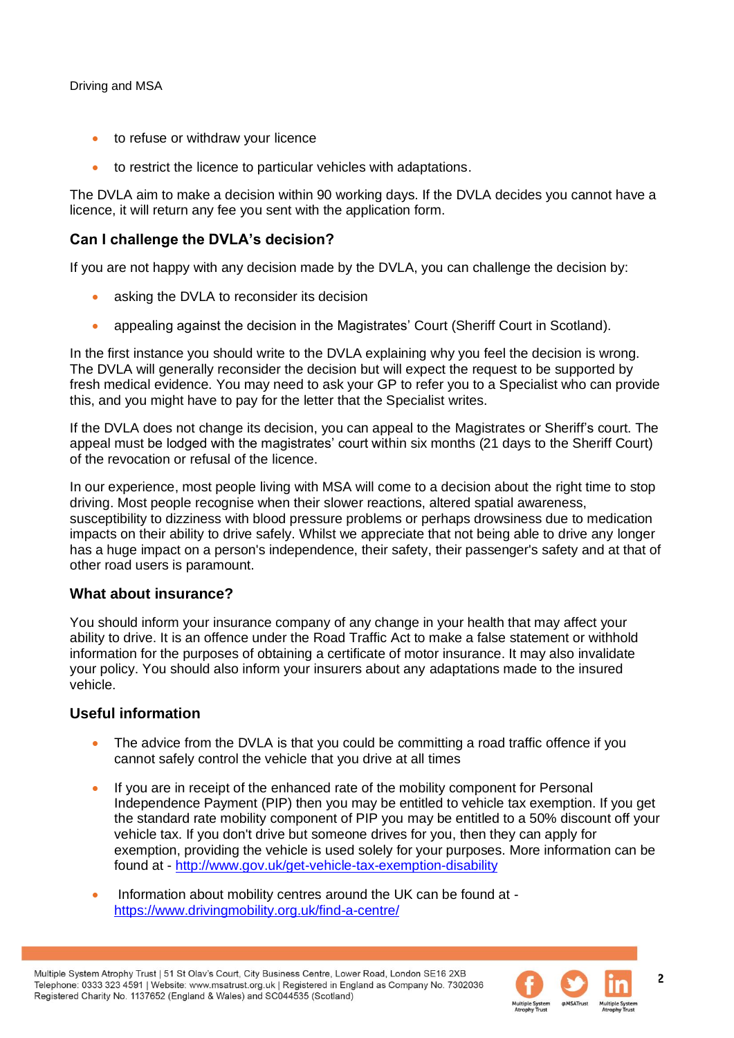- to refuse or withdraw your licence
- to restrict the licence to particular vehicles with adaptations.

The DVLA aim to make a decision within 90 working days. If the DVLA decides you cannot have a licence, it will return any fee you sent with the application form.

### Can I challenge the DVLA's decision?

If you are not happy with any decision made by the DVLA, you can challenge the decision by:

- asking the DVLA to reconsider its decision
- appealing against the decision in the Magistrates' Court (Sheriff Court in Scotland).

In the first instance you should write to the DVLA explaining why you feel the decision is wrong. The DVLA will generally reconsider the decision but will expect the request to be supported by fresh medical evidence. You may need to ask your GP to refer you to a Specialist who can provide this, and you might have to pay for the letter that the Specialist writes.

If the DVLA does not change its decision, you can appeal to the Magistrates or Sheriff's court. The appeal must be lodged with the magistrates' court within six months (21 days to the Sheriff Court) of the revocation or refusal of the licence.

In our experience, most people living with MSA will come to a decision about the right time to stop driving. Most people recognise when their slower reactions, altered spatial awareness, susceptibility to dizziness with blood pressure problems or perhaps drowsiness due to medication impacts on their ability to drive safely. Whilst we appreciate that not being able to drive any longer has a huge impact on a person's independence, their safety, their passenger's safety and at that of other road users is paramount.

### What about insurance?

You should inform your insurance company of any change in your health that may affect your ability to drive. It is an offence under the Road Traffic Act to make a false statement or withhold information for the purposes of obtaining a certificate of motor insurance. It may also invalidate your policy. You should also inform your insurers about any adaptations made to the insured vehicle.

### Useful information

- The advice from the DVLA is that you could be committing a road traffic offence if you cannot safely control the vehicle that you drive at all times
- If you are in receipt of the enhanced rate of the mobility component for Personal Independence Payment (PIP) then you may be entitled to vehicle tax exemption. If you get the standard rate mobility component of PIP you may be entitled to a 50% discount off your vehicle tax. If you don't drive but someone drives for you, then they can apply for exemption, providing the vehicle is used solely for your purposes. More information can be found at - [http://www.gov.uk/get-vehicle-tax-exemption-disability](http://www.gov.uk/get-vehicle-tax-exemption-disability)
- Information about mobility centres around the UK can be found at - [https://www.drivingmobility.org.uk/find-a-centre/](https://www.drivingmobility.org.uk/find-a-centre/)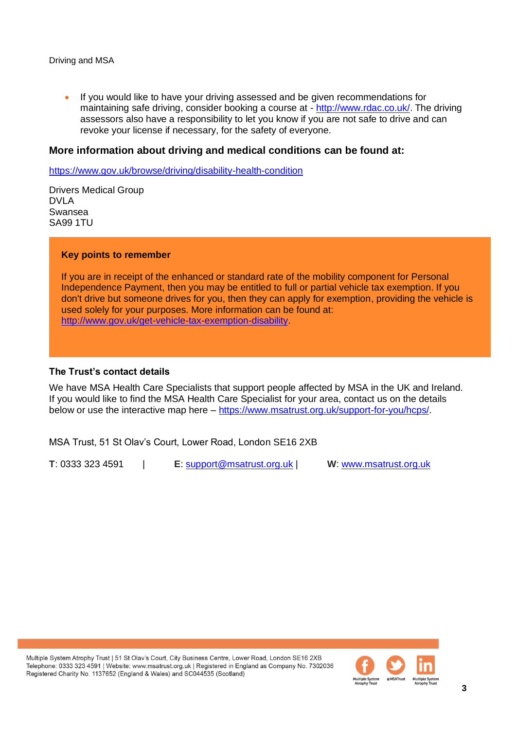- If you would like to have your driving assessed and be given recommendations for maintaining safe driving, consider booking a course at - http://www.rdac.co.uk/. The driving assessors also have a responsibility to let you know if you are not safe to drive and can revoke your license if necessary, for the safety of everyone.

### More information about driving and medical conditions can be found at:

https://www.gov.uk/browse/driving/disability-health-condition

Drivers Medical Group
DVLA
Swansea
SA99 1TU

**Key points to remember**

If you are in receipt of the enhanced or standard rate of the mobility component for Personal Independence Payment, then you may be entitled to full or partial vehicle tax exemption. If you don't drive but someone drives for you, then they can apply for exemption, providing the vehicle is used solely for your purposes. More information can be found at: http://www.gov.uk/get-vehicle-tax-exemption-disability.

#### The Trust's contact details

We have MSA Health Care Specialists that support people affected by MSA in the UK and Ireland. If you would like to find the MSA Health Care Specialist for your area, contact us on the details below or use the interactive map here – https://www.msatrust.org.uk/support-for-you/hcps/.

MSA Trust, 51 St Olav's Court, Lower Road, London SE16 2XB

**T**: 0333 323 4591 | **E**: support@msatrust.org.uk | **W**: www.msatrust.org.uk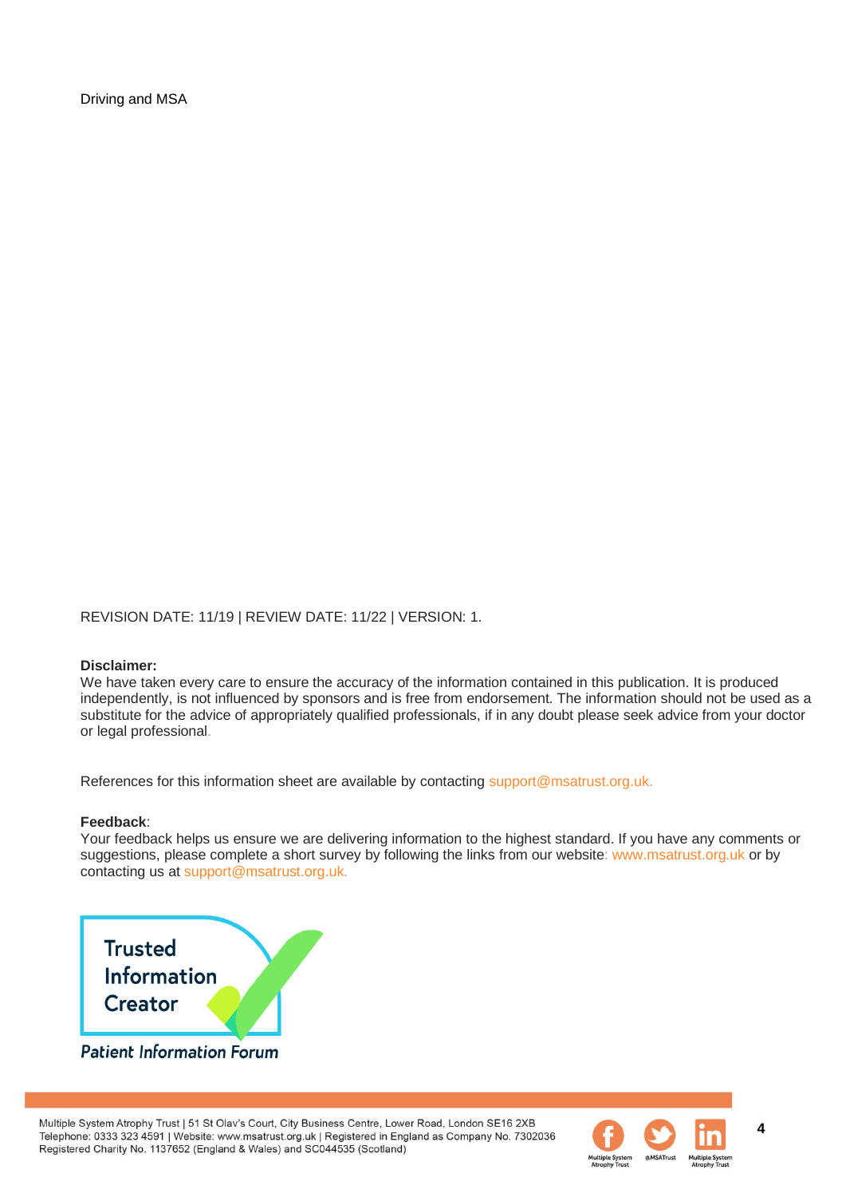REVISION DATE: 11/19 | REVIEW DATE: 11/22 | VERSION: 1.

**Disclaimer:**
We have taken every care to ensure the accuracy of the information contained in this publication. It is produced independently, is not influenced by sponsors and is free from endorsement. The information should not be used as a substitute for the advice of appropriately qualified professionals, if in any doubt please seek advice from your doctor or legal professional.

References for this information sheet are available by contacting support@msatrust.org.uk.

**Feedback**:
Your feedback helps us ensure we are delivering information to the highest standard. If you have any comments or suggestions, please complete a short survey by following the links from our website: www.msatrust.org.uk or by contacting us at support@msatrust.org.uk.

Trusted Information Creator

*Patient Information Forum*

Multiple System Atrophy Trust | 51 St Olav's Court, City Business Centre, Lower Road, London SE16 2XB
Telephone: 0333 323 4591 | Website: www.msatrust.org.uk | Registered in England as Company No. 7302036
Registered Charity No. 1137652 (England & Wales) and SC044535 (Scotland)